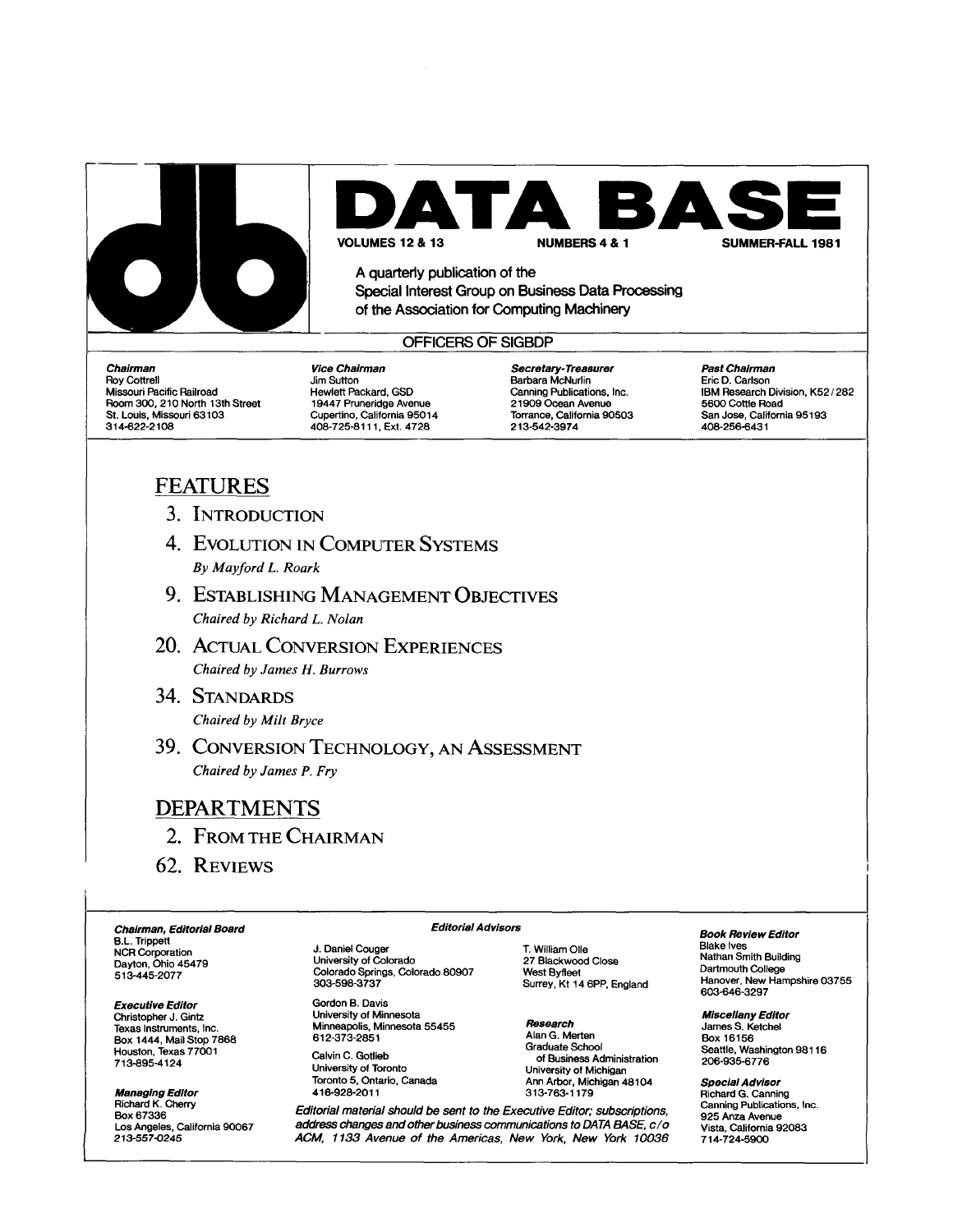# DATA BASE

**VOLUMES 12 & 13** **NUMBERS 4 & 1** **SUMMER-FALL 1981**

A quarterly publication of the
Special Interest Group on Business Data Processing
of the Association for Computing Machinery

## OFFICERS OF SIGBDP

***Chairman***
Roy Cottrell
Missouri Pacific Railroad
Room 300, 210 North 13th Street
St. Louis, Missouri 63103
314-622-2108

***Vice Chairman***
Jim Sutton
Hewlett Packard, GSD
19447 Pruneridge Avenue
Cupertino, California 95014
408-725-8111, Ext. 4728

***Secretary-Treasurer***
Barbara McNurlin
Canning Publications, Inc.
21909 Ocean Avenue
Torrance, California 90503
213-542-3974

***Past Chairman***
Eric D. Carlson
IBM Research Division, K52/282
5600 Cottle Road
San Jose, California 95193
408-256-6431

## FEATURES

3. INTRODUCTION
4. EVOLUTION IN COMPUTER SYSTEMS
   *By Mayford L. Roark*
9. ESTABLISHING MANAGEMENT OBJECTIVES
   *Chaired by Richard L. Nolan*
20. ACTUAL CONVERSION EXPERIENCES
   *Chaired by James H. Burrows*
34. STANDARDS
   *Chaired by Milt Bryce*
39. CONVERSION TECHNOLOGY, AN ASSESSMENT
   *Chaired by James P. Fry*

## DEPARTMENTS

2. FROM THE CHAIRMAN
62. REVIEWS

***Chairman, Editorial Board***
B.L. Trippett
NCR Corporation
Dayton, Ohio 45479
513-445-2077

***Executive Editor***
Christopher J. Gintz
Texas Instruments, Inc.
Box 1444, Mail Stop 7868
Houston, Texas 77001
713-895-4124

***Managing Editor***
Richard K. Cherry
Box 67336
Los Angeles, California 90067
213-557-0245

***Editorial Advisors***

J. Daniel Couger
University of Colorado
Colorado Springs, Colorado 80907
303-598-3737

Gordon B. Davis
University of Minnesota
Minneapolis, Minnesota 55455
612-373-2851

Calvin C. Gotlieb
University of Toronto
Toronto 5, Ontario, Canada
416-928-2011

T. William Olle
27 Blackwood Close
West Byfleet
Surrey, Kt 14 6PP, England

***Research***
Alan G. Merten
Graduate School
of Business Administration
University of Michigan
Ann Arbor, Michigan 48104
313-763-1179

*Editorial material should be sent to the Executive Editor; subscriptions, address changes and other business communications to DATA BASE, c/o ACM, 1133 Avenue of the Americas, New York, New York 10036*

***Book Review Editor***
Blake Ives
Nathan Smith Building
Dartmouth College
Hanover, New Hampshire 03755
603-646-3297

***Miscellany Editor***
James S. Ketchel
Box 16156
Seattle, Washington 98116
206-935-6776

***Special Advisor***
Richard G. Canning
Canning Publications, Inc.
925 Anza Avenue
Vista, California 92083
714-724-5900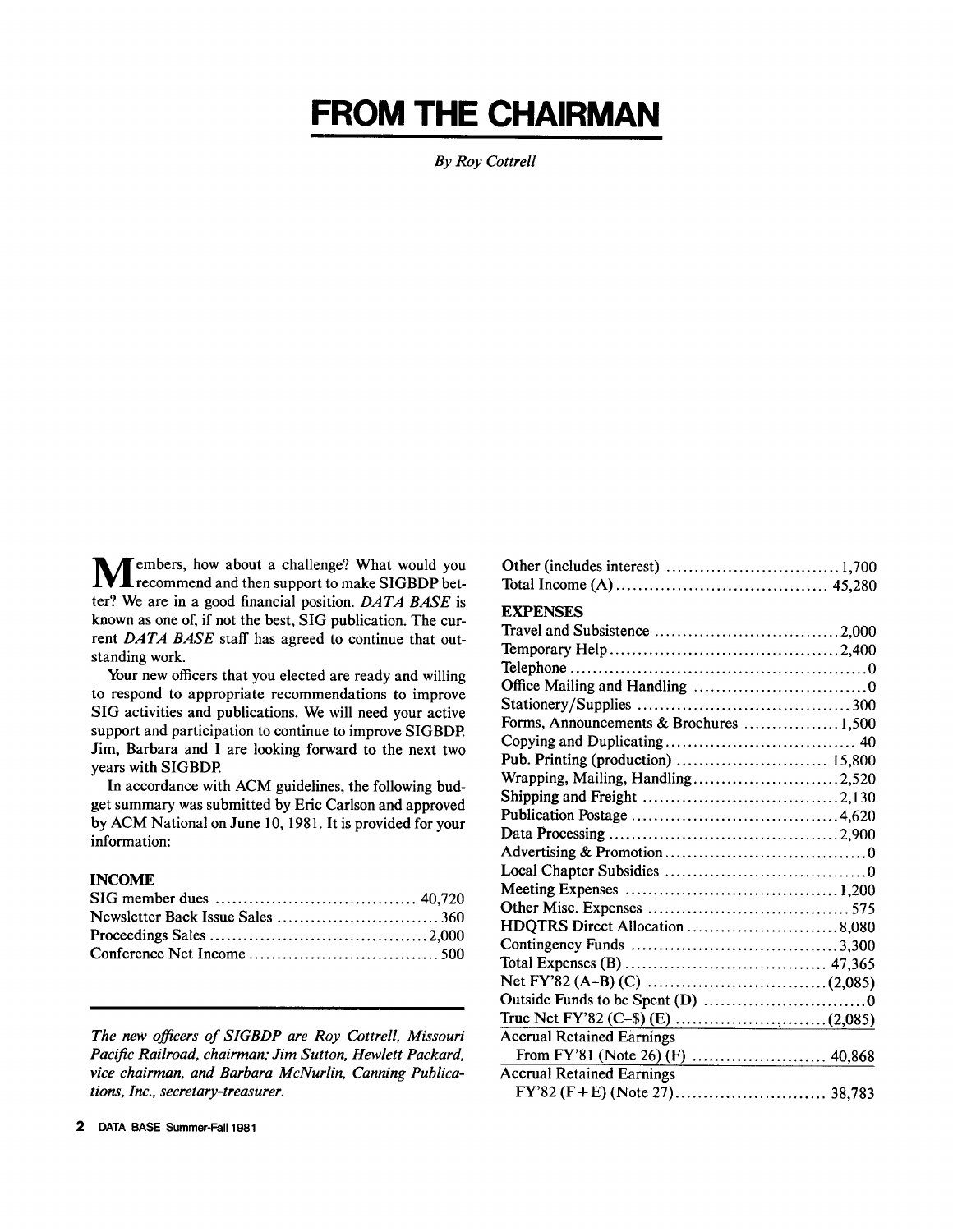# FROM THE CHAIRMAN

*By Roy Cottrell*

Members, how about a challenge? What would you recommend and then support to make SIGBDP better? We are in a good financial position. *DATA BASE* is known as one of, if not the best, SIG publication. The current *DATA BASE* staff has agreed to continue that outstanding work.

Your new officers that you elected are ready and willing to respond to appropriate recommendations to improve SIG activities and publications. We will need your active support and participation to continue to improve SIGBDP. Jim, Barbara and I are looking forward to the next two years with SIGBDP.

In accordance with ACM guidelines, the following budget summary was submitted by Eric Carlson and approved by ACM National on June 10, 1981. It is provided for your information:

**INCOME**

| | |
|---|---|
| SIG member dues | 40,720 |
| Newsletter Back Issue Sales | 360 |
| Proceedings Sales | 2,000 |
| Conference Net Income | 500 |
| Other (includes interest) | 1,700 |
| Total Income (A) | 45,280 |

**EXPENSES**

| | |
|---|---|
| Travel and Subsistence | 2,000 |
| Temporary Help | 2,400 |
| Telephone | 0 |
| Office Mailing and Handling | 0 |
| Stationery/Supplies | 300 |
| Forms, Announcements & Brochures | 1,500 |
| Copying and Duplicating | 40 |
| Pub. Printing (production) | 15,800 |
| Wrapping, Mailing, Handling | 2,520 |
| Shipping and Freight | 2,130 |
| Publication Postage | 4,620 |
| Data Processing | 2,900 |
| Advertising & Promotion | 0 |
| Local Chapter Subsidies | 0 |
| Meeting Expenses | 1,200 |
| Other Misc. Expenses | 575 |
| HDQTRS Direct Allocation | 8,080 |
| Contingency Funds | 3,300 |
| Total Expenses (B) | 47,365 |
| Net FY'82 (A–B) (C) | (2,085) |
| Outside Funds to be Spent (D) | 0 |
| True Net FY'82 (C–$) (E) | (2,085) |
| Accrual Retained Earnings From FY'81 (Note 26) (F) | 40,868 |
| Accrual Retained Earnings FY'82 (F + E) (Note 27) | 38,783 |

*The new officers of SIGBDP are Roy Cottrell, Missouri Pacific Railroad, chairman; Jim Sutton, Hewlett Packard, vice chairman, and Barbara McNurlin, Canning Publications, Inc., secretary-treasurer.*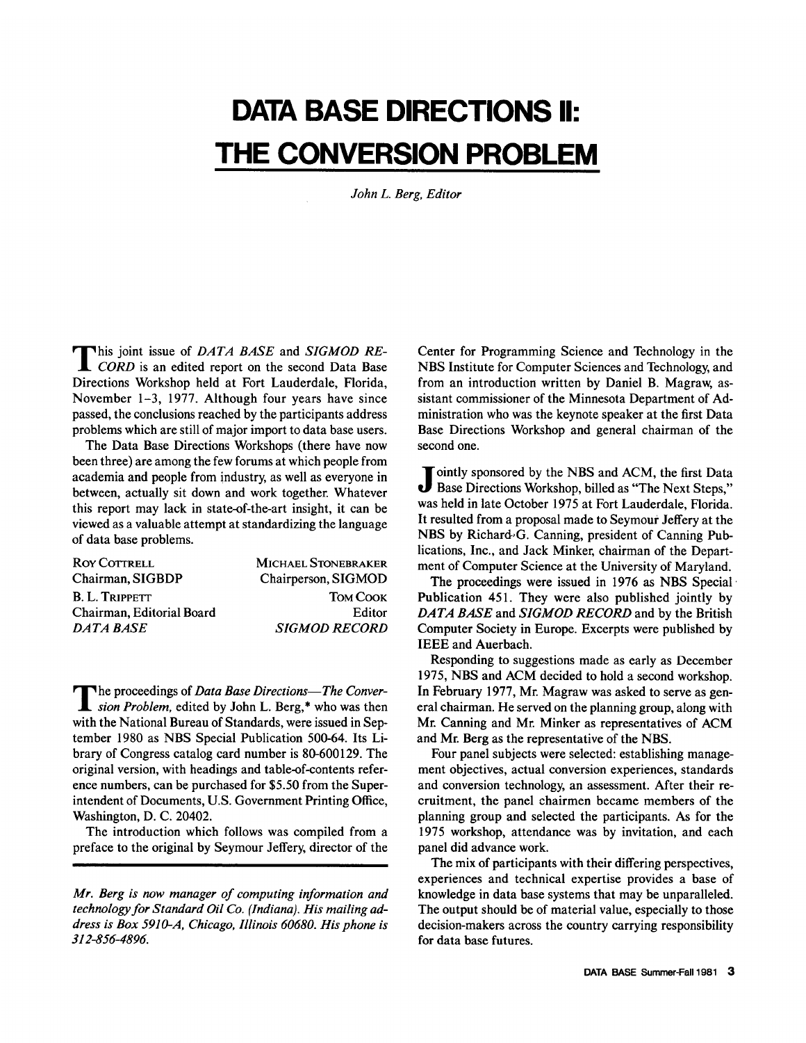# DATA BASE DIRECTIONS II: THE CONVERSION PROBLEM

*John L. Berg, Editor*

This joint issue of *DATA BASE* and *SIGMOD RECORD* is an edited report on the second Data Base Directions Workshop held at Fort Lauderdale, Florida, November 1–3, 1977. Although four years have since passed, the conclusions reached by the participants address problems which are still of major import to data base users.

The Data Base Directions Workshops (there have now been three) are among the few forums at which people from academia and people from industry, as well as everyone in between, actually sit down and work together. Whatever this report may lack in state-of-the-art insight, it can be viewed as a valuable attempt at standardizing the language of data base problems.

| | |
|---|---|
| ROY COTTRELL<br>Chairman, SIGBDP | MICHAEL STONEBRAKER<br>Chairperson, SIGMOD |
| B. L. TRIPPETT<br>Chairman, Editorial Board<br>*DATA BASE* | TOM COOK<br>Editor<br>*SIGMOD RECORD* |

The proceedings of *Data Base Directions—The Conversion Problem*, edited by John L. Berg,* who was then with the National Bureau of Standards, were issued in September 1980 as NBS Special Publication 500-64. Its Library of Congress catalog card number is 80-600129. The original version, with headings and table-of-contents reference numbers, can be purchased for $5.50 from the Superintendent of Documents, U.S. Government Printing Office, Washington, D. C. 20402.

The introduction which follows was compiled from a preface to the original by Seymour Jeffery, director of the Center for Programming Science and Technology in the NBS Institute for Computer Sciences and Technology, and from an introduction written by Daniel B. Magraw, assistant commissioner of the Minnesota Department of Administration who was the keynote speaker at the first Data Base Directions Workshop and general chairman of the second one.

Jointly sponsored by the NBS and ACM, the first Data Base Directions Workshop, billed as "The Next Steps," was held in late October 1975 at Fort Lauderdale, Florida. It resulted from a proposal made to Seymour Jeffery at the NBS by Richard G. Canning, president of Canning Publications, Inc., and Jack Minker, chairman of the Department of Computer Science at the University of Maryland.

The proceedings were issued in 1976 as NBS Special Publication 451. They were also published jointly by *DATA BASE* and *SIGMOD RECORD* and by the British Computer Society in Europe. Excerpts were published by IEEE and Auerbach.

Responding to suggestions made as early as December 1975, NBS and ACM decided to hold a second workshop. In February 1977, Mr. Magraw was asked to serve as general chairman. He served on the planning group, along with Mr. Canning and Mr. Minker as representatives of ACM and Mr. Berg as the representative of the NBS.

Four panel subjects were selected: establishing management objectives, actual conversion experiences, standards and conversion technology, an assessment. After their recruitment, the panel chairmen became members of the planning group and selected the participants. As for the 1975 workshop, attendance was by invitation, and each panel did advance work.

The mix of participants with their differing perspectives, experiences and technical expertise provides a base of knowledge in data base systems that may be unparalleled. The output should be of material value, especially to those decision-makers across the country carrying responsibility for data base futures.

---

*Mr. Berg is now manager of computing information and technology for Standard Oil Co. (Indiana). His mailing address is Box 5910-A, Chicago, Illinois 60680. His phone is 312-856-4896.*